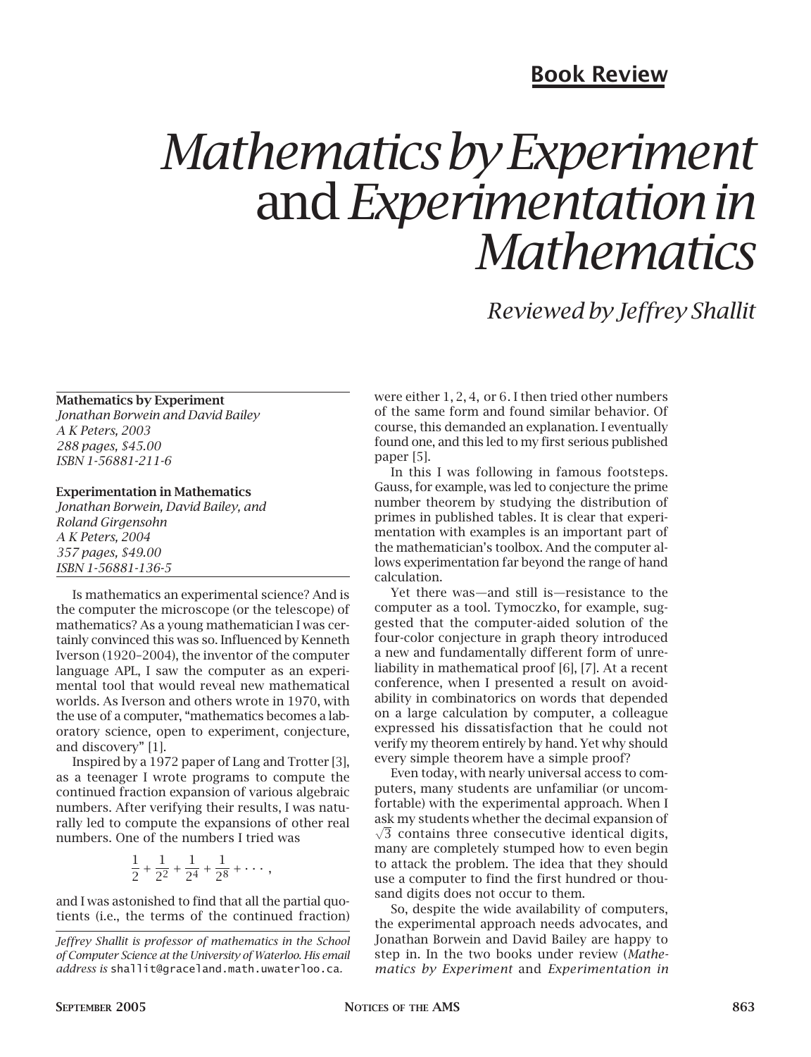**Book Review**

# *Mathematics by Experiment* and *Experimentation in Mathematics*

## *Reviewed by Jeffrey Shallit*

**Mathematics by Experiment**
*Jonathan Borwein and David Bailey*
*A K Peters, 2003*
*288 pages, $45.00*
*ISBN 1-56881-211-6*

**Experimentation in Mathematics**
*Jonathan Borwein, David Bailey, and Roland Girgensohn*
*A K Peters, 2004*
*357 pages, $49.00*
*ISBN 1-56881-136-5*

Is mathematics an experimental science? And is the computer the microscope (or the telescope) of mathematics? As a young mathematician I was certainly convinced this was so. Influenced by Kenneth Iverson (1920–2004), the inventor of the computer language APL, I saw the computer as an experimental tool that would reveal new mathematical worlds. As Iverson and others wrote in 1970, with the use of a computer, "mathematics becomes a laboratory science, open to experiment, conjecture, and discovery" [1].

Inspired by a 1972 paper of Lang and Trotter [3], as a teenager I wrote programs to compute the continued fraction expansion of various algebraic numbers. After verifying their results, I was naturally led to compute the expansions of other real numbers. One of the numbers I tried was

$$\frac{1}{2} + \frac{1}{2^2} + \frac{1}{2^4} + \frac{1}{2^8} + \cdots,$$

and I was astonished to find that all the partial quotients (i.e., the terms of the continued fraction) were either $1, 2, 4,$ or $6$. I then tried other numbers of the same form and found similar behavior. Of course, this demanded an explanation. I eventually found one, and this led to my first serious published paper [5].

In this I was following in famous footsteps. Gauss, for example, was led to conjecture the prime number theorem by studying the distribution of primes in published tables. It is clear that experimentation with examples is an important part of the mathematician's toolbox. And the computer allows experimentation far beyond the range of hand calculation.

Yet there was—and still is—resistance to the computer as a tool. Tymoczko, for example, suggested that the computer-aided solution of the four-color conjecture in graph theory introduced a new and fundamentally different form of unreliability in mathematical proof [6], [7]. At a recent conference, when I presented a result on avoidability in combinatorics on words that depended on a large calculation by computer, a colleague expressed his dissatisfaction that he could not verify my theorem entirely by hand. Yet why should every simple theorem have a simple proof?

Even today, with nearly universal access to computers, many students are unfamiliar (or uncomfortable) with the experimental approach. When I ask my students whether the decimal expansion of $\sqrt{3}$ contains three consecutive identical digits, many are completely stumped how to even begin to attack the problem. The idea that they should use a computer to find the first hundred or thousand digits does not occur to them.

So, despite the wide availability of computers, the experimental approach needs advocates, and Jonathan Borwein and David Bailey are happy to step in. In the two books under review (*Mathematics by Experiment* and *Experimentation in*

*Jeffrey Shallit is professor of mathematics in the School of Computer Science at the University of Waterloo. His email address is* shallit@graceland.math.uwaterloo.ca.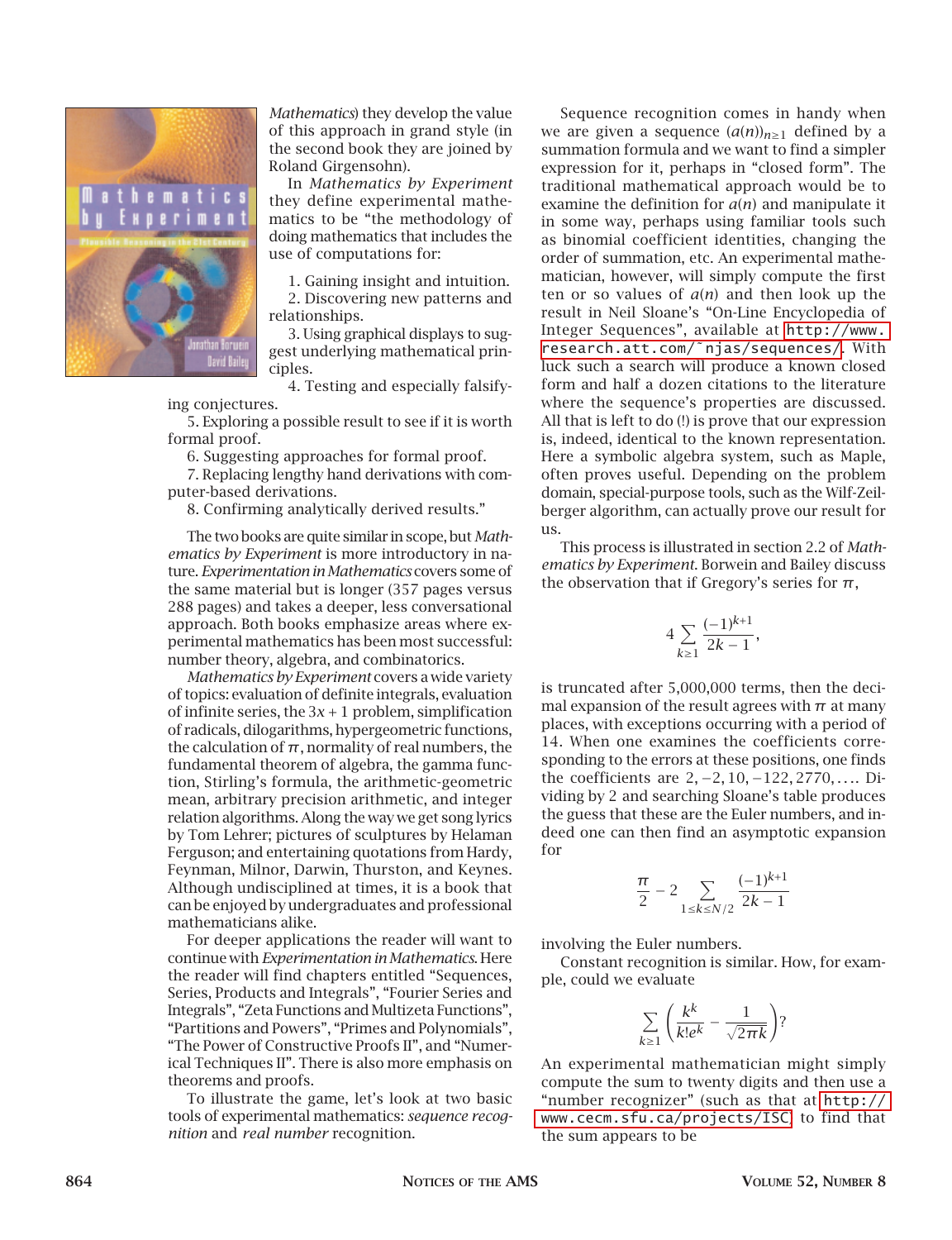*Mathematics*) they develop the value of this approach in grand style (in the second book they are joined by Roland Girgensohn).

In *Mathematics by Experiment* they define experimental mathematics to be "the methodology of doing mathematics that includes the use of computations for:

1. Gaining insight and intuition.
2. Discovering new patterns and relationships.
3. Using graphical displays to suggest underlying mathematical principles.
4. Testing and especially falsifying conjectures.
5. Exploring a possible result to see if it is worth formal proof.
6. Suggesting approaches for formal proof.
7. Replacing lengthy hand derivations with computer-based derivations.
8. Confirming analytically derived results."

The two books are quite similar in scope, but *Mathematics by Experiment* is more introductory in nature. *Experimentation in Mathematics* covers some of the same material but is longer (357 pages versus 288 pages) and takes a deeper, less conversational approach. Both books emphasize areas where experimental mathematics has been most successful: number theory, algebra, and combinatorics.

*Mathematics by Experiment* covers a wide variety of topics: evaluation of definite integrals, evaluation of infinite series, the $3x + 1$ problem, simplification of radicals, dilogarithms, hypergeometric functions, the calculation of $\pi$, normality of real numbers, the fundamental theorem of algebra, the gamma function, Stirling's formula, the arithmetic-geometric mean, arbitrary precision arithmetic, and integer relation algorithms. Along the way we get song lyrics by Tom Lehrer; pictures of sculptures by Helaman Ferguson; and entertaining quotations from Hardy, Feynman, Milnor, Darwin, Thurston, and Keynes. Although undisciplined at times, it is a book that can be enjoyed by undergraduates and professional mathematicians alike.

For deeper applications the reader will want to continue with *Experimentation in Mathematics*. Here the reader will find chapters entitled "Sequences, Series, Products and Integrals", "Fourier Series and Integrals", "Zeta Functions and Multizeta Functions", "Partitions and Powers", "Primes and Polynomials", "The Power of Constructive Proofs II", and "Numerical Techniques II". There is also more emphasis on theorems and proofs.

To illustrate the game, let's look at two basic tools of experimental mathematics: *sequence recognition* and *real number* recognition.

Sequence recognition comes in handy when we are given a sequence $(a(n))_{n\geq 1}$ defined by a summation formula and we want to find a simpler expression for it, perhaps in "closed form". The traditional mathematical approach would be to examine the definition for $a(n)$ and manipulate it in some way, perhaps using familiar tools such as binomial coefficient identities, changing the order of summation, etc. An experimental mathematician, however, will simply compute the first ten or so values of $a(n)$ and then look up the result in Neil Sloane's "On-Line Encyclopedia of Integer Sequences", available at `http://www.research.att.com/~njas/sequences/`. With luck such a search will produce a known closed form and half a dozen citations to the literature where the sequence's properties are discussed. All that is left to do (!) is prove that our expression is, indeed, identical to the known representation. Here a symbolic algebra system, such as Maple, often proves useful. Depending on the problem domain, special-purpose tools, such as the Wilf-Zeilberger algorithm, can actually prove our result for us.

This process is illustrated in section 2.2 of *Mathematics by Experiment*. Borwein and Bailey discuss the observation that if Gregory's series for $\pi$,

$$4\sum_{k\geq 1}\frac{(-1)^{k+1}}{2k-1},$$

is truncated after 5,000,000 terms, then the decimal expansion of the result agrees with $\pi$ at many places, with exceptions occurring with a period of 14. When one examines the coefficients corresponding to the errors at these positions, one finds the coefficients are $2, -2, 10, -122, 2770, \ldots$. Dividing by 2 and searching Sloane's table produces the guess that these are the Euler numbers, and indeed one can then find an asymptotic expansion for

$$\frac{\pi}{2} - 2\sum_{1\leq k\leq N/2}\frac{(-1)^{k+1}}{2k-1}$$

involving the Euler numbers.

Constant recognition is similar. How, for example, could we evaluate

$$\sum_{k\geq 1}\left(\frac{k^k}{k!e^k} - \frac{1}{\sqrt{2\pi k}}\right)?$$

An experimental mathematician might simply compute the sum to twenty digits and then use a "number recognizer" (such as that at `http://www.cecm.sfu.ca/projects/ISC`) to find that the sum appears to be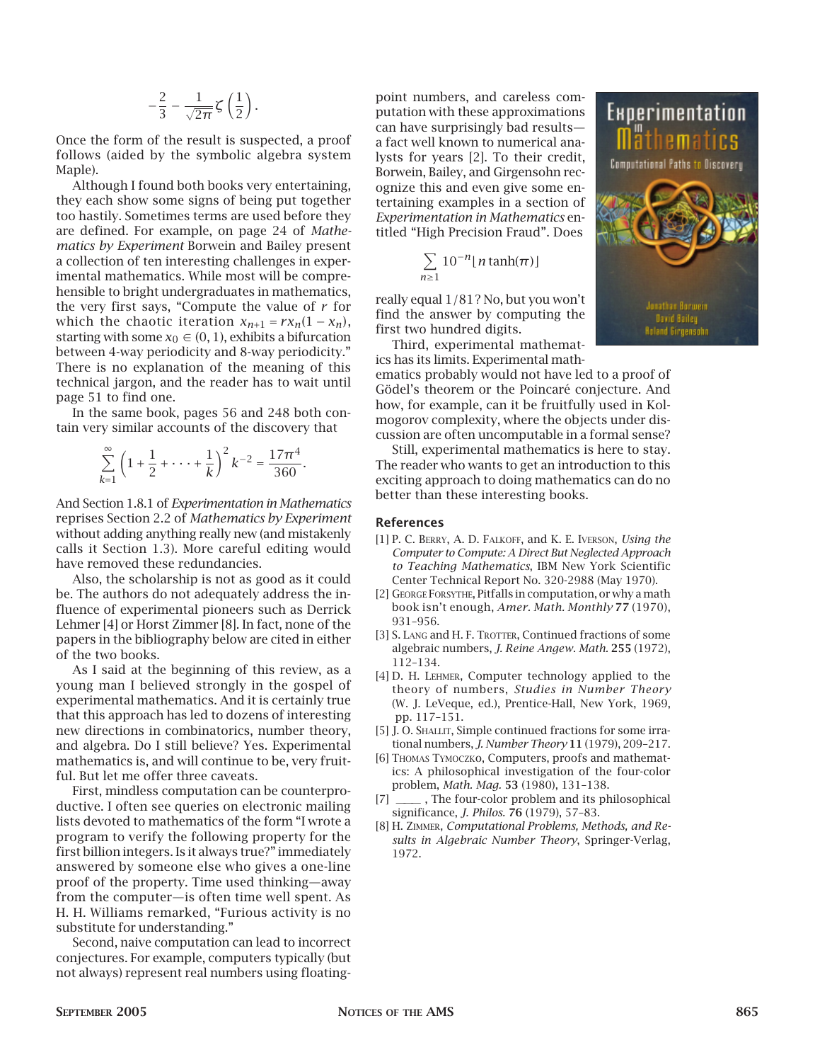$$-\frac{2}{3} - \frac{1}{\sqrt{2\pi}}\zeta\left(\frac{1}{2}\right).$$

Once the form of the result is suspected, a proof follows (aided by the symbolic algebra system Maple).

Although I found both books very entertaining, they each show some signs of being put together too hastily. Sometimes terms are used before they are defined. For example, on page 24 of *Mathematics by Experiment* Borwein and Bailey present a collection of ten interesting challenges in experimental mathematics. While most will be comprehensible to bright undergraduates in mathematics, the very first says, "Compute the value of $r$ for which the chaotic iteration $x_{n+1} = rx_n(1 - x_n)$, starting with some $x_0 \in (0, 1)$, exhibits a bifurcation between 4-way periodicity and 8-way periodicity." There is no explanation of the meaning of this technical jargon, and the reader has to wait until page 51 to find one.

In the same book, pages 56 and 248 both contain very similar accounts of the discovery that

$$\sum_{k=1}^{\infty}\left(1 + \frac{1}{2} + \cdots + \frac{1}{k}\right)^2 k^{-2} = \frac{17\pi^4}{360}.$$

And Section 1.8.1 of *Experimentation in Mathematics* reprises Section 2.2 of *Mathematics by Experiment* without adding anything really new (and mistakenly calls it Section 1.3). More careful editing would have removed these redundancies.

Also, the scholarship is not as good as it could be. The authors do not adequately address the influence of experimental pioneers such as Derrick Lehmer [4] or Horst Zimmer [8]. In fact, none of the papers in the bibliography below are cited in either of the two books.

As I said at the beginning of this review, as a young man I believed strongly in the gospel of experimental mathematics. And it is certainly true that this approach has led to dozens of interesting new directions in combinatorics, number theory, and algebra. Do I still believe? Yes. Experimental mathematics is, and will continue to be, very fruitful. But let me offer three caveats.

First, mindless computation can be counterproductive. I often see queries on electronic mailing lists devoted to mathematics of the form "I wrote a program to verify the following property for the first billion integers. Is it always true?" immediately answered by someone else who gives a one-line proof of the property. Time used thinking—away from the computer—is often time well spent. As H. H. Williams remarked, "Furious activity is no substitute for understanding."

Second, naive computation can lead to incorrect conjectures. For example, computers typically (but not always) represent real numbers using floating-point numbers, and careless computation with these approximations can have surprisingly bad results—a fact well known to numerical analysts for years [2]. To their credit, Borwein, Bailey, and Girgensohn recognize this and even give some entertaining examples in a section of *Experimentation in Mathematics* entitled "High Precision Fraud". Does

$$\sum_{n \geq 1} 10^{-n} \lfloor n \tanh(\pi) \rfloor$$

really equal $1/81$? No, but you won't find the answer by computing the first two hundred digits.

Third, experimental mathematics has its limits. Experimental mathematics probably would not have led to a proof of Gödel's theorem or the Poincaré conjecture. And how, for example, can it be fruitfully used in Kolmogorov complexity, where the objects under discussion are often uncomputable in a formal sense?

Still, experimental mathematics is here to stay. The reader who wants to get an introduction to this exciting approach to doing mathematics can do no better than these interesting books.

## References

[1] P. C. Berry, A. D. Falkoff, and K. E. Iverson, *Using the Computer to Compute: A Direct But Neglected Approach to Teaching Mathematics*, IBM New York Scientific Center Technical Report No. 320-2988 (May 1970).

[2] George Forsythe, Pitfalls in computation, or why a math book isn't enough, *Amer. Math. Monthly* **77** (1970), 931–956.

[3] S. Lang and H. F. Trotter, Continued fractions of some algebraic numbers, *J. Reine Angew. Math.* **255** (1972), 112–134.

[4] D. H. Lehmer, Computer technology applied to the theory of numbers, *Studies in Number Theory* (W. J. LeVeque, ed.), Prentice-Hall, New York, 1969, pp. 117–151.

[5] J. O. Shallit, Simple continued fractions for some irrational numbers, *J. Number Theory* **11** (1979), 209–217.

[6] Thomas Tymoczko, Computers, proofs and mathematics: A philosophical investigation of the four-color problem, *Math. Mag.* **53** (1980), 131–138.

[7] ____ , The four-color problem and its philosophical significance, *J. Philos.* **76** (1979), 57–83.

[8] H. Zimmer, *Computational Problems, Methods, and Results in Algebraic Number Theory*, Springer-Verlag, 1972.